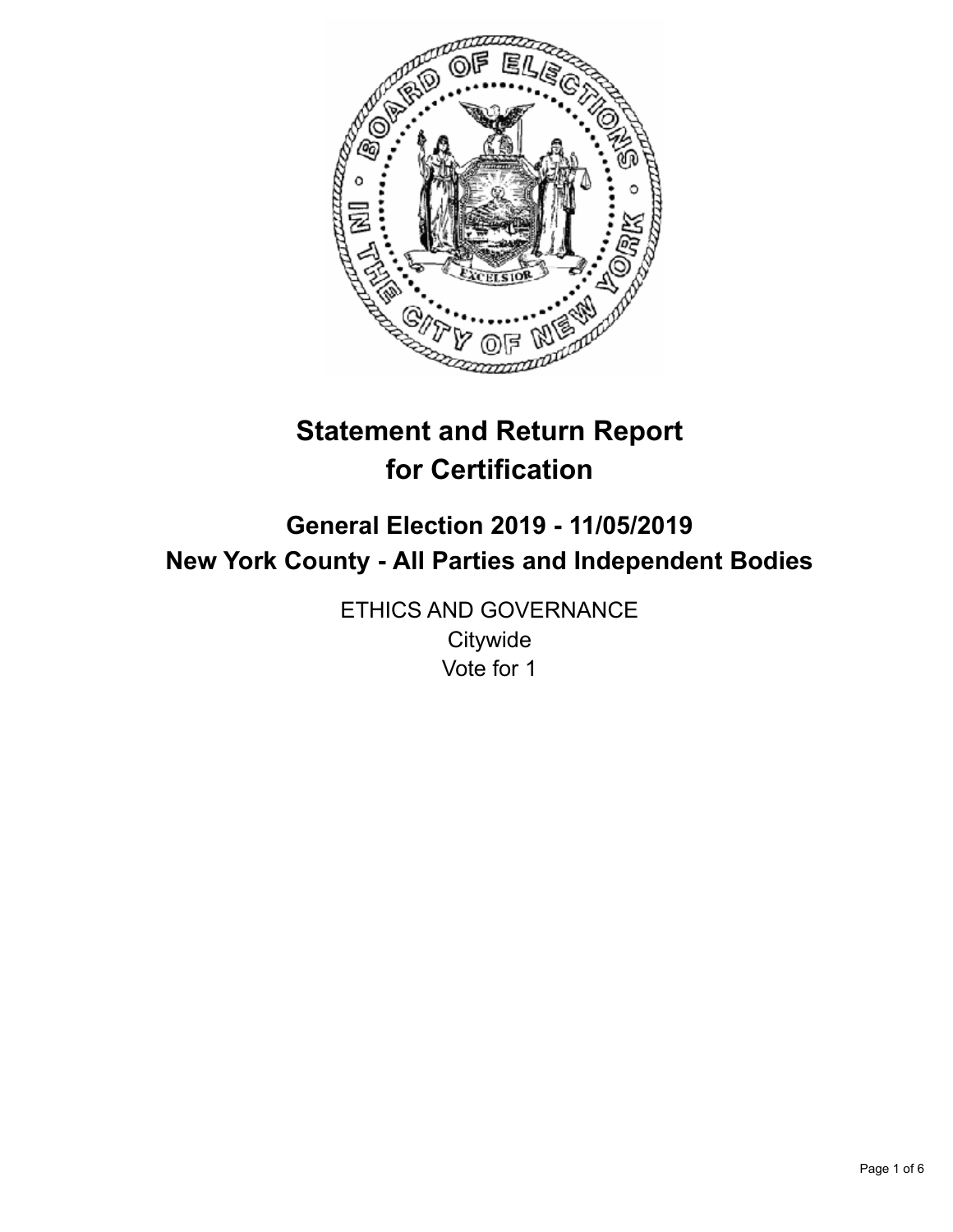# Statement and Return Report for Certification

## General Election 2019 - 11/05/2019
## New York County - All Parties and Independent Bodies

ETHICS AND GOVERNANCE
Citywide
Vote for 1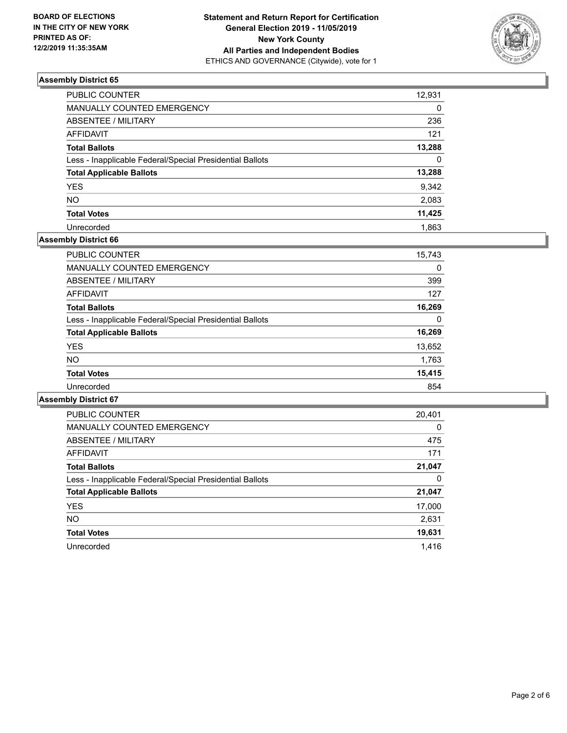**BOARD OF ELECTIONS IN THE CITY OF NEW YORK PRINTED AS OF: 12/2/2019 11:35:35AM**

**Statement and Return Report for Certification General Election 2019 - 11/05/2019 New York County All Parties and Independent Bodies**
ETHICS AND GOVERNANCE (Citywide), vote for 1

### Assembly District 65

| | |
|---|---|
| PUBLIC COUNTER | 12,931 |
| MANUALLY COUNTED EMERGENCY | 0 |
| ABSENTEE / MILITARY | 236 |
| AFFIDAVIT | 121 |
| **Total Ballots** | **13,288** |
| Less - Inapplicable Federal/Special Presidential Ballots | 0 |
| **Total Applicable Ballots** | **13,288** |
| YES | 9,342 |
| NO | 2,083 |
| **Total Votes** | **11,425** |
| Unrecorded | 1,863 |

### Assembly District 66

| | |
|---|---|
| PUBLIC COUNTER | 15,743 |
| MANUALLY COUNTED EMERGENCY | 0 |
| ABSENTEE / MILITARY | 399 |
| AFFIDAVIT | 127 |
| **Total Ballots** | **16,269** |
| Less - Inapplicable Federal/Special Presidential Ballots | 0 |
| **Total Applicable Ballots** | **16,269** |
| YES | 13,652 |
| NO | 1,763 |
| **Total Votes** | **15,415** |
| Unrecorded | 854 |

### Assembly District 67

| | |
|---|---|
| PUBLIC COUNTER | 20,401 |
| MANUALLY COUNTED EMERGENCY | 0 |
| ABSENTEE / MILITARY | 475 |
| AFFIDAVIT | 171 |
| **Total Ballots** | **21,047** |
| Less - Inapplicable Federal/Special Presidential Ballots | 0 |
| **Total Applicable Ballots** | **21,047** |
| YES | 17,000 |
| NO | 2,631 |
| **Total Votes** | **19,631** |
| Unrecorded | 1,416 |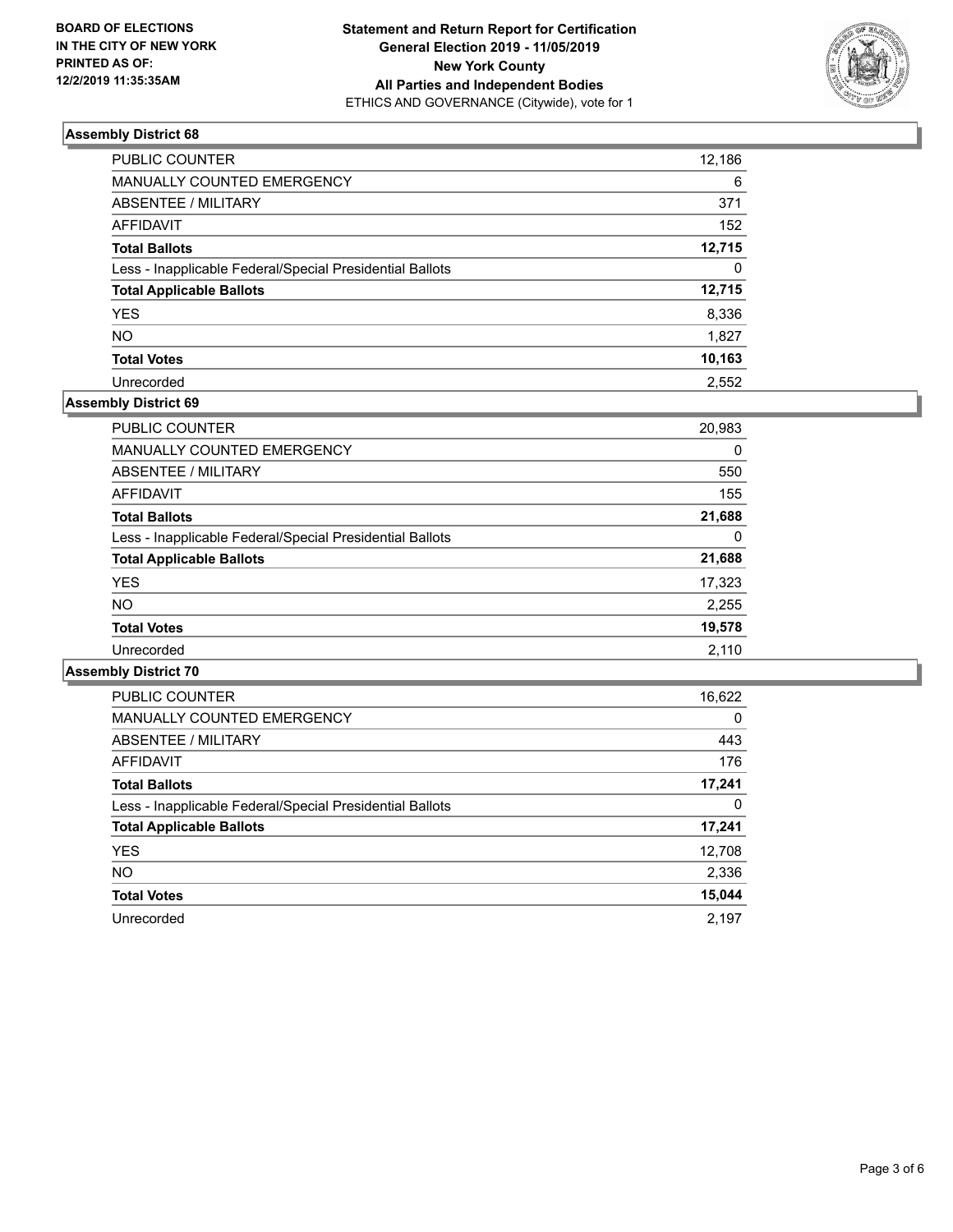BOARD OF ELECTIONS
IN THE CITY OF NEW YORK
PRINTED AS OF:
12/2/2019 11:35:35AM

**Statement and Return Report for Certification**
**General Election 2019 - 11/05/2019**
**New York County**
**All Parties and Independent Bodies**
ETHICS AND GOVERNANCE (Citywide), vote for 1

### Assembly District 68

| | |
|---|---|
| PUBLIC COUNTER | 12,186 |
| MANUALLY COUNTED EMERGENCY | 6 |
| ABSENTEE / MILITARY | 371 |
| AFFIDAVIT | 152 |
| **Total Ballots** | **12,715** |
| Less - Inapplicable Federal/Special Presidential Ballots | 0 |
| **Total Applicable Ballots** | **12,715** |
| YES | 8,336 |
| NO | 1,827 |
| **Total Votes** | **10,163** |
| Unrecorded | 2,552 |

### Assembly District 69

| | |
|---|---|
| PUBLIC COUNTER | 20,983 |
| MANUALLY COUNTED EMERGENCY | 0 |
| ABSENTEE / MILITARY | 550 |
| AFFIDAVIT | 155 |
| **Total Ballots** | **21,688** |
| Less - Inapplicable Federal/Special Presidential Ballots | 0 |
| **Total Applicable Ballots** | **21,688** |
| YES | 17,323 |
| NO | 2,255 |
| **Total Votes** | **19,578** |
| Unrecorded | 2,110 |

### Assembly District 70

| | |
|---|---|
| PUBLIC COUNTER | 16,622 |
| MANUALLY COUNTED EMERGENCY | 0 |
| ABSENTEE / MILITARY | 443 |
| AFFIDAVIT | 176 |
| **Total Ballots** | **17,241** |
| Less - Inapplicable Federal/Special Presidential Ballots | 0 |
| **Total Applicable Ballots** | **17,241** |
| YES | 12,708 |
| NO | 2,336 |
| **Total Votes** | **15,044** |
| Unrecorded | 2,197 |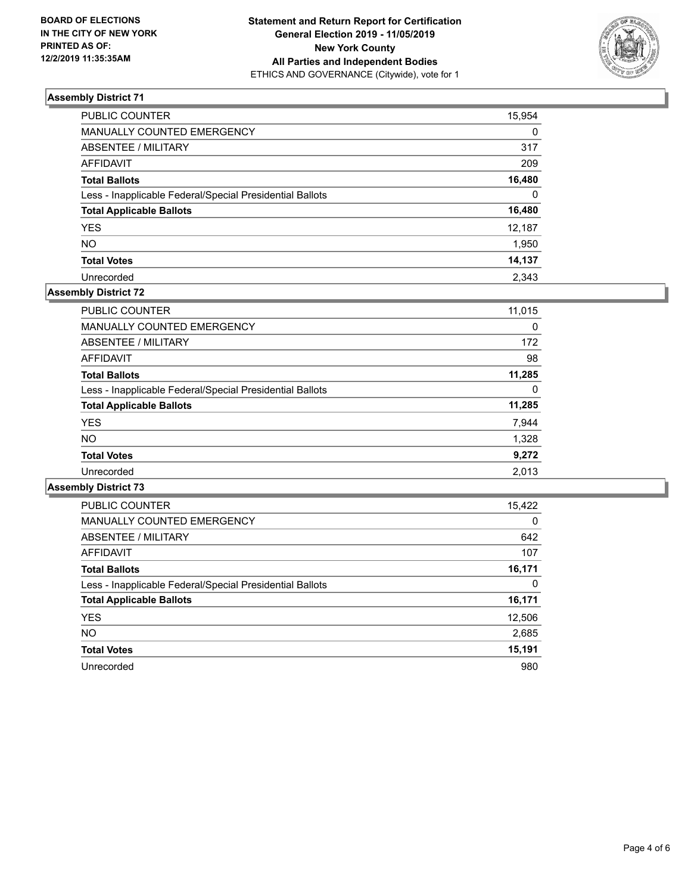**BOARD OF ELECTIONS IN THE CITY OF NEW YORK PRINTED AS OF: 12/2/2019 11:35:35AM**

**Statement and Return Report for Certification General Election 2019 - 11/05/2019 New York County All Parties and Independent Bodies**
ETHICS AND GOVERNANCE (Citywide), vote for 1

### Assembly District 71

| | |
|---|---|
| PUBLIC COUNTER | 15,954 |
| MANUALLY COUNTED EMERGENCY | 0 |
| ABSENTEE / MILITARY | 317 |
| AFFIDAVIT | 209 |
| **Total Ballots** | **16,480** |
| Less - Inapplicable Federal/Special Presidential Ballots | 0 |
| **Total Applicable Ballots** | **16,480** |
| YES | 12,187 |
| NO | 1,950 |
| **Total Votes** | **14,137** |
| Unrecorded | 2,343 |

### Assembly District 72

| | |
|---|---|
| PUBLIC COUNTER | 11,015 |
| MANUALLY COUNTED EMERGENCY | 0 |
| ABSENTEE / MILITARY | 172 |
| AFFIDAVIT | 98 |
| **Total Ballots** | **11,285** |
| Less - Inapplicable Federal/Special Presidential Ballots | 0 |
| **Total Applicable Ballots** | **11,285** |
| YES | 7,944 |
| NO | 1,328 |
| **Total Votes** | **9,272** |
| Unrecorded | 2,013 |

### Assembly District 73

| | |
|---|---|
| PUBLIC COUNTER | 15,422 |
| MANUALLY COUNTED EMERGENCY | 0 |
| ABSENTEE / MILITARY | 642 |
| AFFIDAVIT | 107 |
| **Total Ballots** | **16,171** |
| Less - Inapplicable Federal/Special Presidential Ballots | 0 |
| **Total Applicable Ballots** | **16,171** |
| YES | 12,506 |
| NO | 2,685 |
| **Total Votes** | **15,191** |
| Unrecorded | 980 |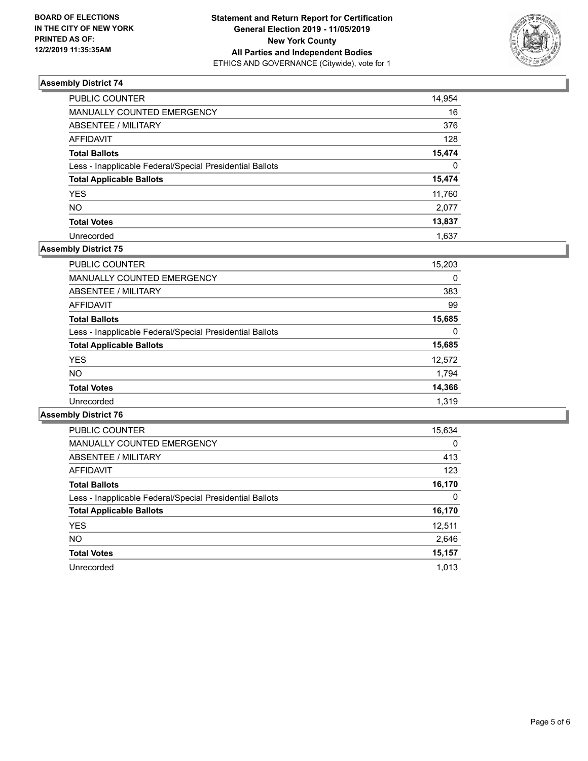BOARD OF ELECTIONS
IN THE CITY OF NEW YORK
PRINTED AS OF:
12/2/2019 11:35:35AM

**Statement and Return Report for Certification**
**General Election 2019 - 11/05/2019**
**New York County**
**All Parties and Independent Bodies**
ETHICS AND GOVERNANCE (Citywide), vote for 1

### Assembly District 74

| | |
|---|---|
| PUBLIC COUNTER | 14,954 |
| MANUALLY COUNTED EMERGENCY | 16 |
| ABSENTEE / MILITARY | 376 |
| AFFIDAVIT | 128 |
| **Total Ballots** | **15,474** |
| Less - Inapplicable Federal/Special Presidential Ballots | 0 |
| **Total Applicable Ballots** | **15,474** |
| YES | 11,760 |
| NO | 2,077 |
| **Total Votes** | **13,837** |
| Unrecorded | 1,637 |

### Assembly District 75

| | |
|---|---|
| PUBLIC COUNTER | 15,203 |
| MANUALLY COUNTED EMERGENCY | 0 |
| ABSENTEE / MILITARY | 383 |
| AFFIDAVIT | 99 |
| **Total Ballots** | **15,685** |
| Less - Inapplicable Federal/Special Presidential Ballots | 0 |
| **Total Applicable Ballots** | **15,685** |
| YES | 12,572 |
| NO | 1,794 |
| **Total Votes** | **14,366** |
| Unrecorded | 1,319 |

### Assembly District 76

| | |
|---|---|
| PUBLIC COUNTER | 15,634 |
| MANUALLY COUNTED EMERGENCY | 0 |
| ABSENTEE / MILITARY | 413 |
| AFFIDAVIT | 123 |
| **Total Ballots** | **16,170** |
| Less - Inapplicable Federal/Special Presidential Ballots | 0 |
| **Total Applicable Ballots** | **16,170** |
| YES | 12,511 |
| NO | 2,646 |
| **Total Votes** | **15,157** |
| Unrecorded | 1,013 |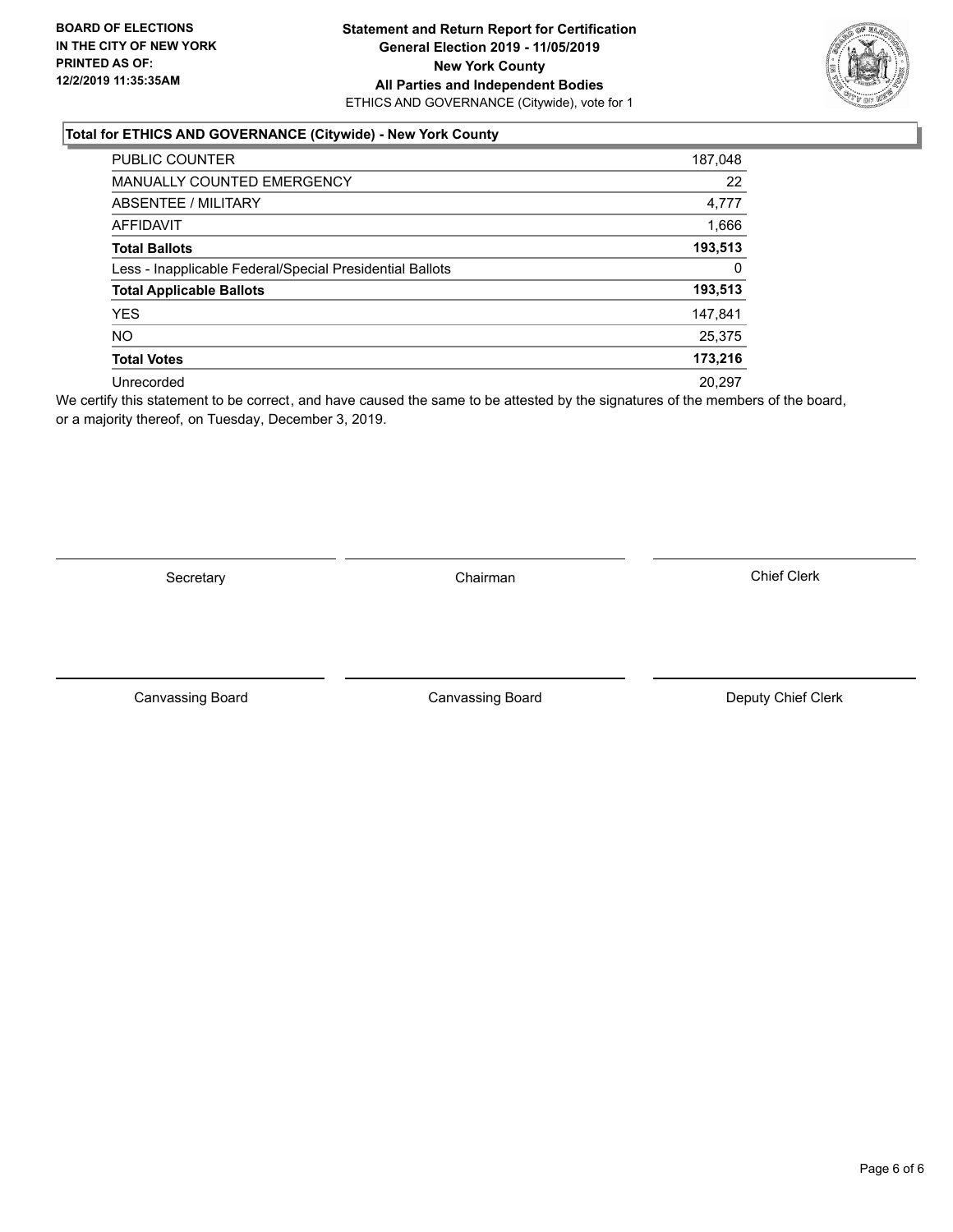**BOARD OF ELECTIONS IN THE CITY OF NEW YORK PRINTED AS OF: 12/2/2019 11:35:35AM**

**Statement and Return Report for Certification General Election 2019 - 11/05/2019 New York County All Parties and Independent Bodies**
ETHICS AND GOVERNANCE (Citywide), vote for 1

### Total for ETHICS AND GOVERNANCE (Citywide) - New York County

| | |
|---|---|
| PUBLIC COUNTER | 187,048 |
| MANUALLY COUNTED EMERGENCY | 22 |
| ABSENTEE / MILITARY | 4,777 |
| AFFIDAVIT | 1,666 |
| **Total Ballots** | **193,513** |
| Less - Inapplicable Federal/Special Presidential Ballots | 0 |
| **Total Applicable Ballots** | **193,513** |
| YES | 147,841 |
| NO | 25,375 |
| **Total Votes** | **173,216** |
| Unrecorded | 20,297 |

We certify this statement to be correct, and have caused the same to be attested by the signatures of the members of the board, or a majority thereof, on Tuesday, December 3, 2019.

Secretary

Chairman

Chief Clerk

Canvassing Board

Canvassing Board

Deputy Chief Clerk